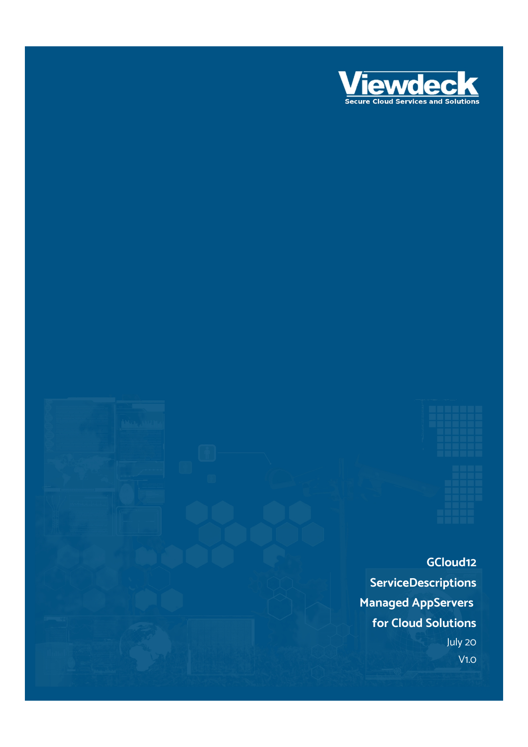Viewdeck

Secure Cloud Services and Solutions

# GCloud12

## ServiceDescriptions

## Managed AppServers for Cloud Solutions

July 20

V1.0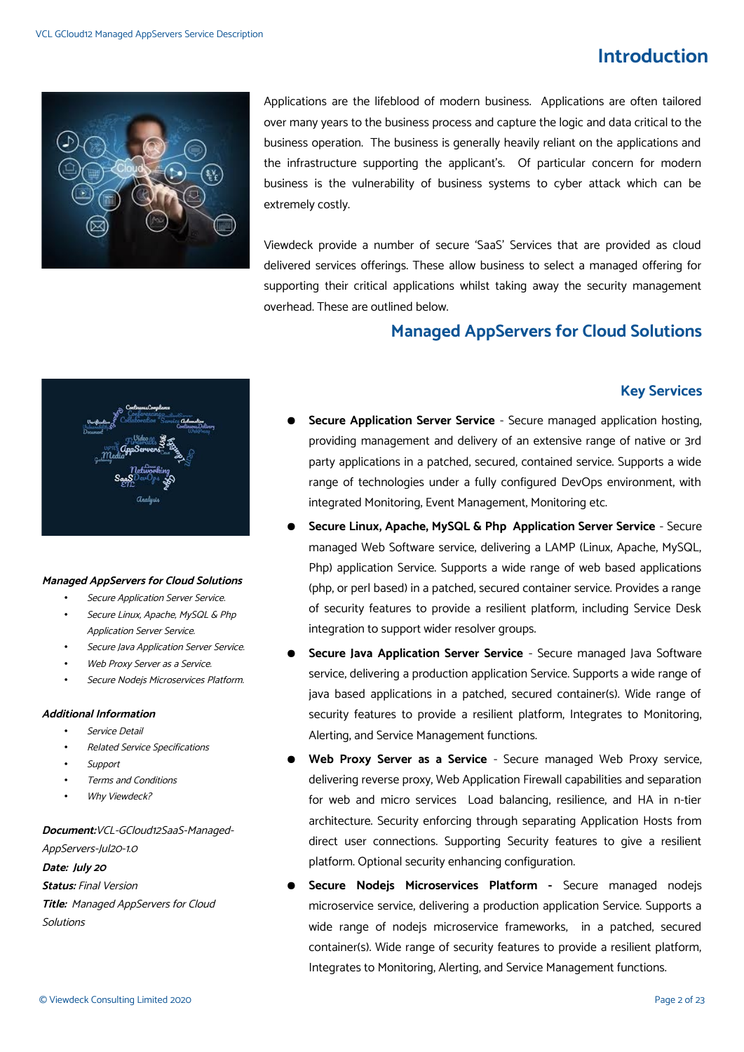# Introduction

Applications are the lifeblood of modern business. Applications are often tailored over many years to the business process and capture the logic and data critical to the business operation. The business is generally heavily reliant on the applications and the infrastructure supporting the applicant's. Of particular concern for modern business is the vulnerability of business systems to cyber attack which can be extremely costly.

Viewdeck provide a number of secure 'SaaS' Services that are provided as cloud delivered services offerings. These allow business to select a managed offering for supporting their critical applications whilst taking away the security management overhead. These are outlined below.

## Managed AppServers for Cloud Solutions

***Managed AppServers for Cloud Solutions***

- *Secure Application Server Service.*
- *Secure Linux, Apache, MySQL & Php Application Server Service.*
- *Secure Java Application Server Service.*
- *Web Proxy Server as a Service.*
- *Secure Nodejs Microservices Platform.*

***Additional Information***

- *Service Detail*
- *Related Service Specifications*
- *Support*
- *Terms and Conditions*
- *Why Viewdeck?*

***Document:*** *VCL-GCloud12SaaS-Managed-AppServers-Jul20-1.0*
***Date:*** ***July 20***
***Status:*** *Final Version*
***Title:*** *Managed AppServers for Cloud Solutions*

### Key Services

- **Secure Application Server Service** - Secure managed application hosting, providing management and delivery of an extensive range of native or 3rd party applications in a patched, secured, contained service. Supports a wide range of technologies under a fully configured DevOps environment, with integrated Monitoring, Event Management, Monitoring etc.
- **Secure Linux, Apache, MySQL & Php Application Server Service** - Secure managed Web Software service, delivering a LAMP (Linux, Apache, MySQL, Php) application Service. Supports a wide range of web based applications (php, or perl based) in a patched, secured container service. Provides a range of security features to provide a resilient platform, including Service Desk integration to support wider resolver groups.
- **Secure Java Application Server Service** - Secure managed Java Software service, delivering a production application Service. Supports a wide range of java based applications in a patched, secured container(s). Wide range of security features to provide a resilient platform, Integrates to Monitoring, Alerting, and Service Management functions.
- **Web Proxy Server as a Service** - Secure managed Web Proxy service, delivering reverse proxy, Web Application Firewall capabilities and separation for web and micro services Load balancing, resilience, and HA in n-tier architecture. Security enforcing through separating Application Hosts from direct user connections. Supporting Security features to give a resilient platform. Optional security enhancing configuration.
- **Secure Nodejs Microservices Platform** - Secure managed nodejs microservice service, delivering a production application Service. Supports a wide range of nodejs microservice frameworks, in a patched, secured container(s). Wide range of security features to provide a resilient platform, Integrates to Monitoring, Alerting, and Service Management functions.

© Viewdeck Consulting Limited 2020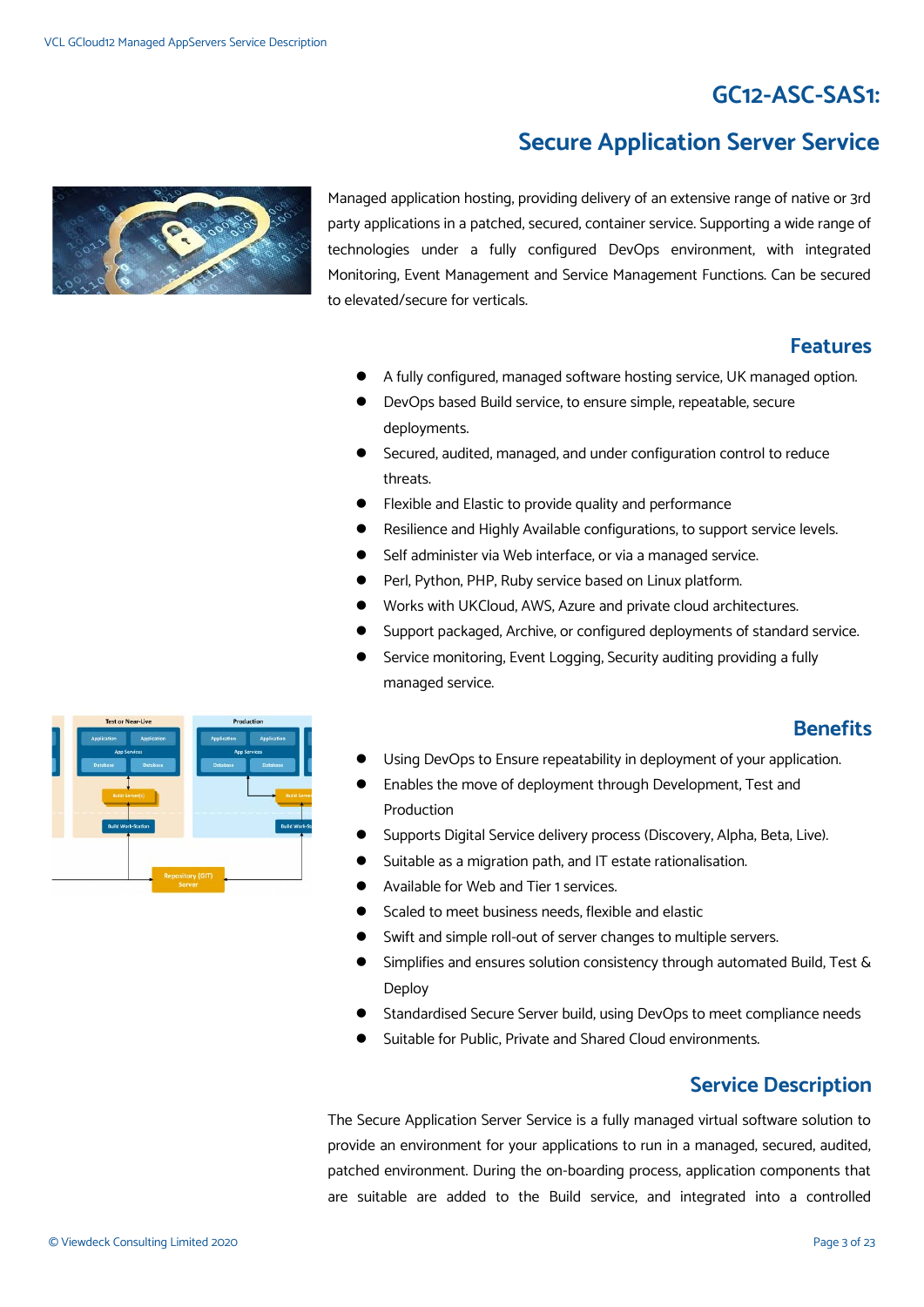# GC12-ASC-SAS1:

# Secure Application Server Service

Managed application hosting, providing delivery of an extensive range of native or 3rd party applications in a patched, secured, container service. Supporting a wide range of technologies under a fully configured DevOps environment, with integrated Monitoring, Event Management and Service Management Functions. Can be secured to elevated/secure for verticals.

## Features

- A fully configured, managed software hosting service, UK managed option.
- DevOps based Build service, to ensure simple, repeatable, secure deployments.
- Secured, audited, managed, and under configuration control to reduce threats.
- Flexible and Elastic to provide quality and performance
- Resilience and Highly Available configurations, to support service levels.
- Self administer via Web interface, or via a managed service.
- Perl, Python, PHP, Ruby service based on Linux platform.
- Works with UKCloud, AWS, Azure and private cloud architectures.
- Support packaged, Archive, or configured deployments of standard service.
- Service monitoring, Event Logging, Security auditing providing a fully managed service.

## Benefits

- Using DevOps to Ensure repeatability in deployment of your application.
- Enables the move of deployment through Development, Test and Production
- Supports Digital Service delivery process (Discovery, Alpha, Beta, Live).
- Suitable as a migration path, and IT estate rationalisation.
- Available for Web and Tier 1 services.
- Scaled to meet business needs, flexible and elastic
- Swift and simple roll-out of server changes to multiple servers.
- Simplifies and ensures solution consistency through automated Build, Test & Deploy
- Standardised Secure Server build, using DevOps to meet compliance needs
- Suitable for Public, Private and Shared Cloud environments.

## Service Description

The Secure Application Server Service is a fully managed virtual software solution to provide an environment for your applications to run in a managed, secured, audited, patched environment. During the on-boarding process, application components that are suitable are added to the Build service, and integrated into a controlled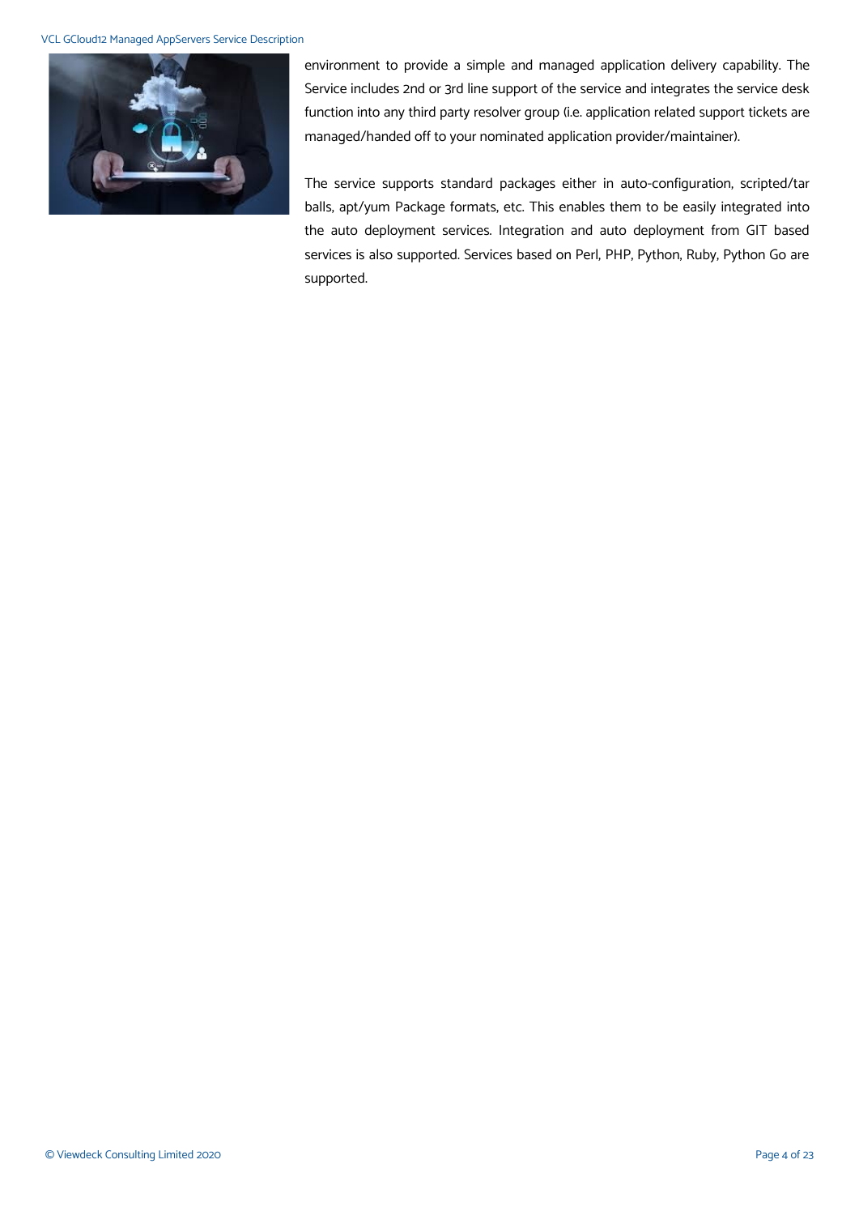environment to provide a simple and managed application delivery capability. The Service includes 2nd or 3rd line support of the service and integrates the service desk function into any third party resolver group (i.e. application related support tickets are managed/handed off to your nominated application provider/maintainer).

The service supports standard packages either in auto-configuration, scripted/tar balls, apt/yum Package formats, etc. This enables them to be easily integrated into the auto deployment services. Integration and auto deployment from GIT based services is also supported. Services based on Perl, PHP, Python, Ruby, Python Go are supported.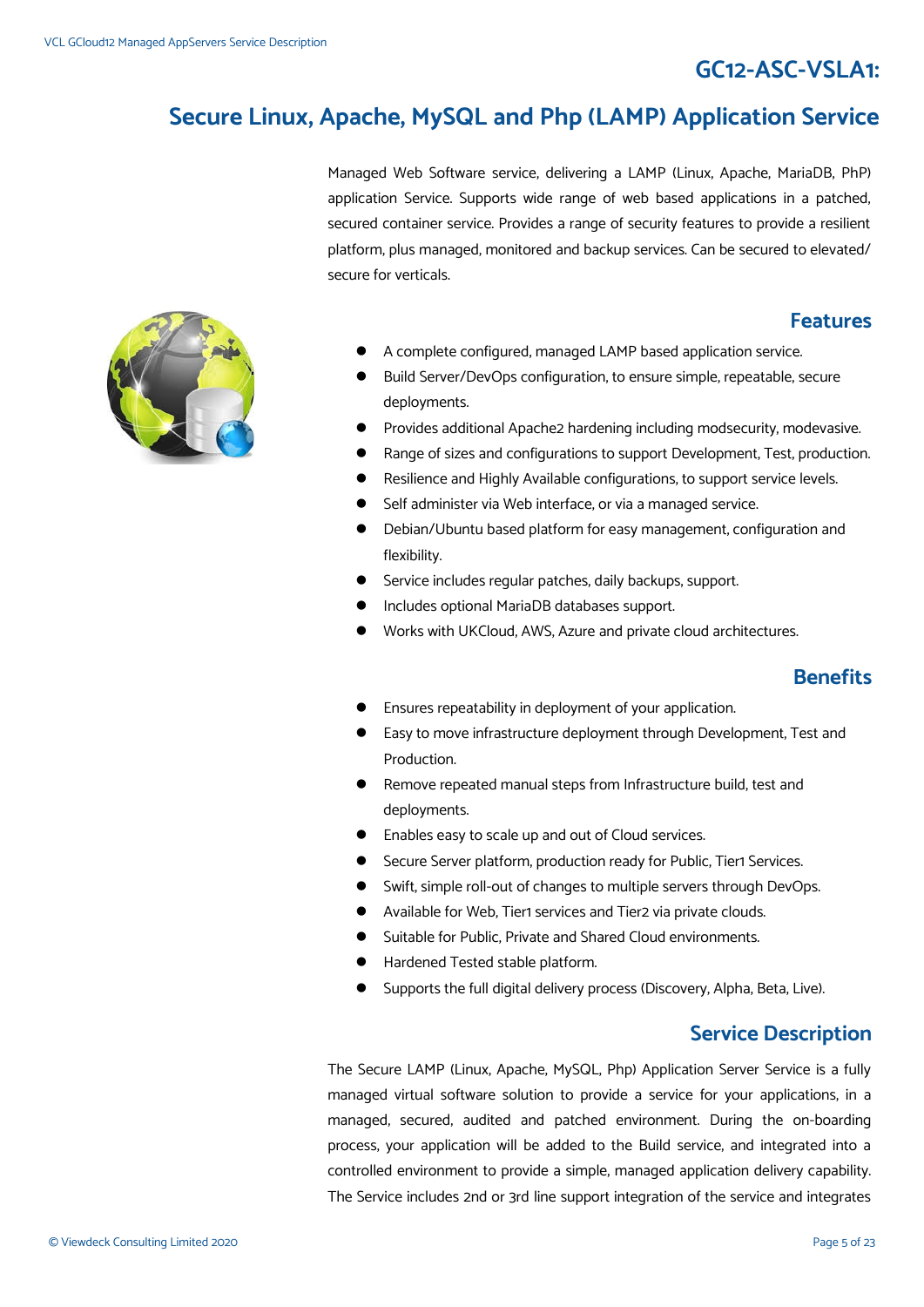## GC12-ASC-VSLA1:

# Secure Linux, Apache, MySQL and Php (LAMP) Application Service

Managed Web Software service, delivering a LAMP (Linux, Apache, MariaDB, PhP) application Service. Supports wide range of web based applications in a patched, secured container service. Provides a range of security features to provide a resilient platform, plus managed, monitored and backup services. Can be secured to elevated/ secure for verticals.

## Features

- A complete configured, managed LAMP based application service.
- Build Server/DevOps configuration, to ensure simple, repeatable, secure deployments.
- Provides additional Apache2 hardening including modsecurity, modevasive.
- Range of sizes and configurations to support Development, Test, production.
- Resilience and Highly Available configurations, to support service levels.
- Self administer via Web interface, or via a managed service.
- Debian/Ubuntu based platform for easy management, configuration and flexibility.
- Service includes regular patches, daily backups, support.
- Includes optional MariaDB databases support.
- Works with UKCloud, AWS, Azure and private cloud architectures.

## Benefits

- Ensures repeatability in deployment of your application.
- Easy to move infrastructure deployment through Development, Test and Production.
- Remove repeated manual steps from Infrastructure build, test and deployments.
- Enables easy to scale up and out of Cloud services.
- Secure Server platform, production ready for Public, Tier1 Services.
- Swift, simple roll-out of changes to multiple servers through DevOps.
- Available for Web, Tier1 services and Tier2 via private clouds.
- Suitable for Public, Private and Shared Cloud environments.
- Hardened Tested stable platform.
- Supports the full digital delivery process (Discovery, Alpha, Beta, Live).

## Service Description

The Secure LAMP (Linux, Apache, MySQL, Php) Application Server Service is a fully managed virtual software solution to provide a service for your applications, in a managed, secured, audited and patched environment. During the on-boarding process, your application will be added to the Build service, and integrated into a controlled environment to provide a simple, managed application delivery capability. The Service includes 2nd or 3rd line support integration of the service and integrates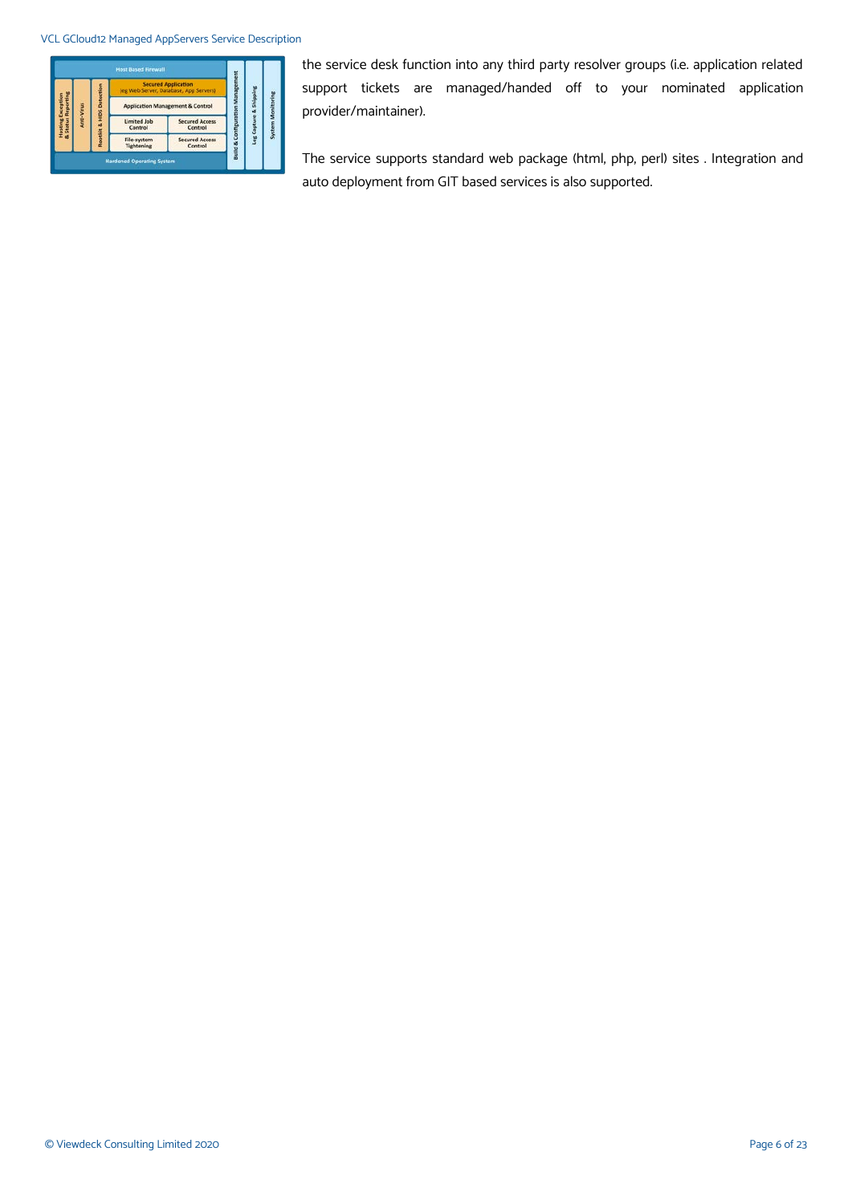the service desk function into any third party resolver groups (i.e. application related support tickets are managed/handed off to your nominated application provider/maintainer).

The service supports standard web package (html, php, perl) sites . Integration and auto deployment from GIT based services is also supported.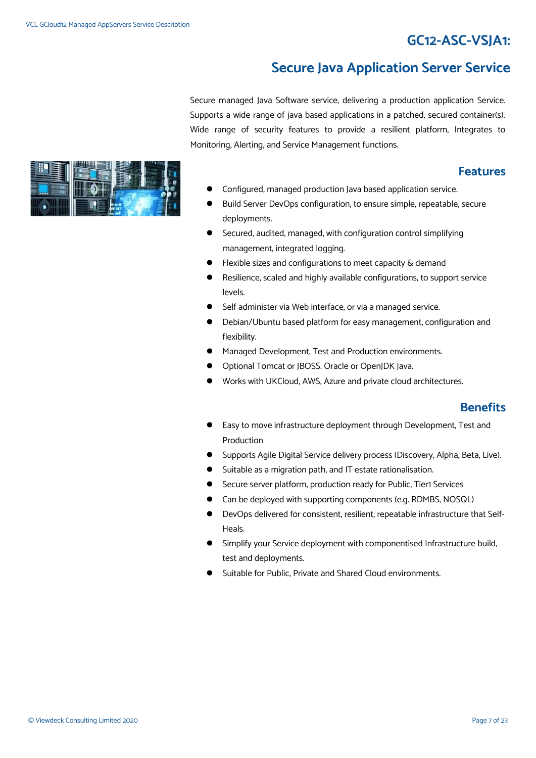# GC12-ASC-VSJA1:

# Secure Java Application Server Service

Secure managed Java Software service, delivering a production application Service. Supports a wide range of java based applications in a patched, secured container(s). Wide range of security features to provide a resilient platform, Integrates to Monitoring, Alerting, and Service Management functions.

## Features

- Configured, managed production Java based application service.
- Build Server DevOps configuration, to ensure simple, repeatable, secure deployments.
- Secured, audited, managed, with configuration control simplifying management, integrated logging.
- Flexible sizes and configurations to meet capacity & demand
- Resilience, scaled and highly available configurations, to support service levels.
- Self administer via Web interface, or via a managed service.
- Debian/Ubuntu based platform for easy management, configuration and flexibility.
- Managed Development, Test and Production environments.
- Optional Tomcat or JBOSS. Oracle or OpenJDK Java.
- Works with UKCloud, AWS, Azure and private cloud architectures.

## Benefits

- Easy to move infrastructure deployment through Development, Test and Production
- Supports Agile Digital Service delivery process (Discovery, Alpha, Beta, Live).
- Suitable as a migration path, and IT estate rationalisation.
- Secure server platform, production ready for Public, Tier1 Services
- Can be deployed with supporting components (e.g. RDMBS, NOSQL)
- DevOps delivered for consistent, resilient, repeatable infrastructure that Self-Heals.
- Simplify your Service deployment with componentised Infrastructure build, test and deployments.
- Suitable for Public, Private and Shared Cloud environments.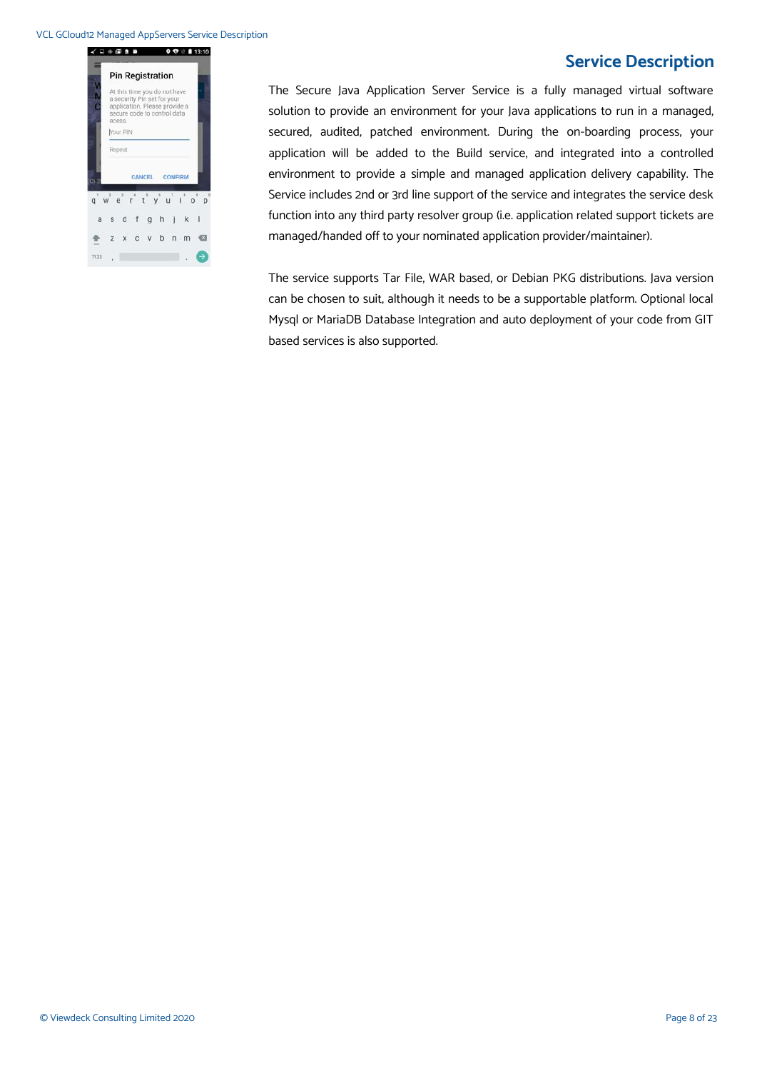## Service Description

The Secure Java Application Server Service is a fully managed virtual software solution to provide an environment for your Java applications to run in a managed, secured, audited, patched environment. During the on-boarding process, your application will be added to the Build service, and integrated into a controlled environment to provide a simple and managed application delivery capability. The Service includes 2nd or 3rd line support of the service and integrates the service desk function into any third party resolver group (i.e. application related support tickets are managed/handed off to your nominated application provider/maintainer).

The service supports Tar File, WAR based, or Debian PKG distributions. Java version can be chosen to suit, although it needs to be a supportable platform. Optional local Mysql or MariaDB Database Integration and auto deployment of your code from GIT based services is also supported.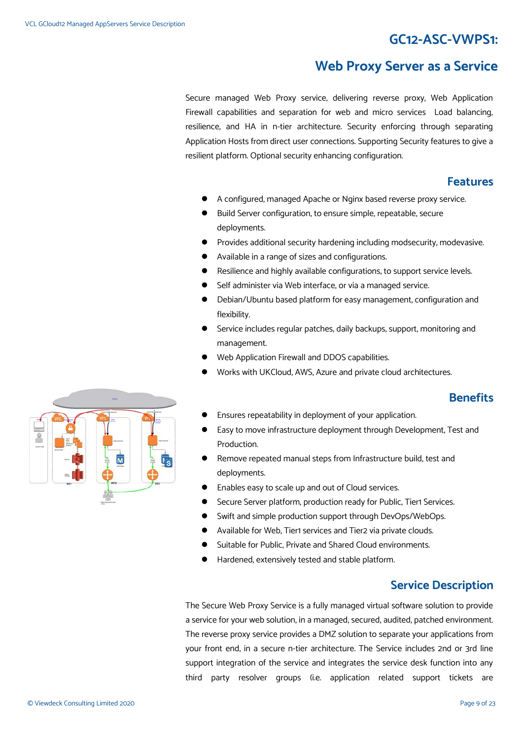# GC12-ASC-VWPS1:

# Web Proxy Server as a Service

Secure managed Web Proxy service, delivering reverse proxy, Web Application Firewall capabilities and separation for web and micro services Load balancing, resilience, and HA in n-tier architecture. Security enforcing through separating Application Hosts from direct user connections. Supporting Security features to give a resilient platform. Optional security enhancing configuration.

## Features

- A configured, managed Apache or Nginx based reverse proxy service.
- Build Server configuration, to ensure simple, repeatable, secure deployments.
- Provides additional security hardening including modsecurity, modevasive.
- Available in a range of sizes and configurations.
- Resilience and highly available configurations, to support service levels.
- Self administer via Web interface, or via a managed service.
- Debian/Ubuntu based platform for easy management, configuration and flexibility.
- Service includes regular patches, daily backups, support, monitoring and management.
- Web Application Firewall and DDOS capabilities.
- Works with UKCloud, AWS, Azure and private cloud architectures.

## Benefits

- Ensures repeatability in deployment of your application.
- Easy to move infrastructure deployment through Development, Test and Production.
- Remove repeated manual steps from Infrastructure build, test and deployments.
- Enables easy to scale up and out of Cloud services.
- Secure Server platform, production ready for Public, Tier1 Services.
- Swift and simple production support through DevOps/WebOps.
- Available for Web, Tier1 services and Tier2 via private clouds.
- Suitable for Public, Private and Shared Cloud environments.
- Hardened, extensively tested and stable platform.

## Service Description

The Secure Web Proxy Service is a fully managed virtual software solution to provide a service for your web solution, in a managed, secured, audited, patched environment. The reverse proxy service provides a DMZ solution to separate your applications from your front end, in a secure n-tier architecture. The Service includes 2nd or 3rd line support integration of the service and integrates the service desk function into any third party resolver groups (i.e. application related support tickets are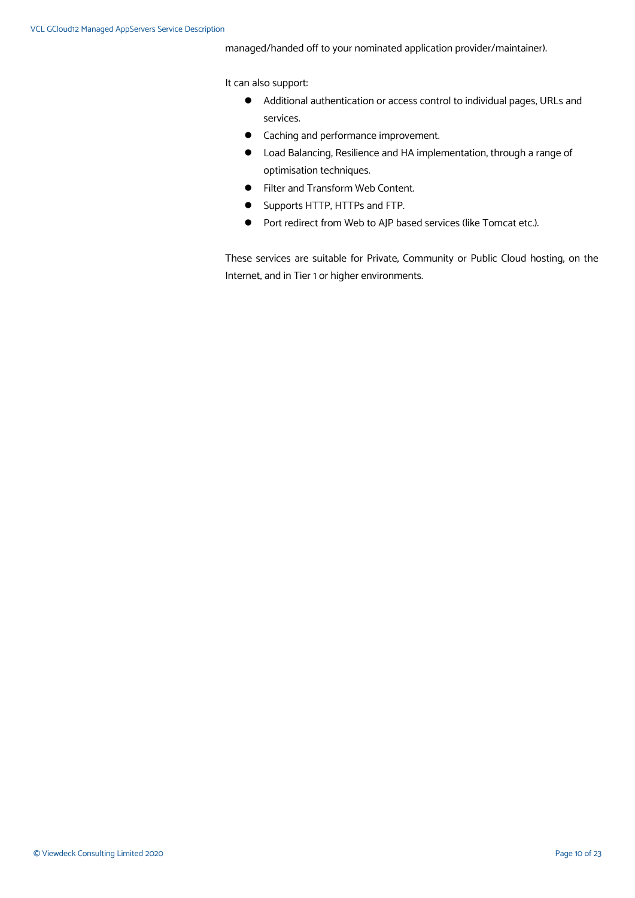managed/handed off to your nominated application provider/maintainer).

It can also support:

- Additional authentication or access control to individual pages, URLs and services.
- Caching and performance improvement.
- Load Balancing, Resilience and HA implementation, through a range of optimisation techniques.
- Filter and Transform Web Content.
- Supports HTTP, HTTPs and FTP.
- Port redirect from Web to AJP based services (like Tomcat etc.).

These services are suitable for Private, Community or Public Cloud hosting, on the Internet, and in Tier 1 or higher environments.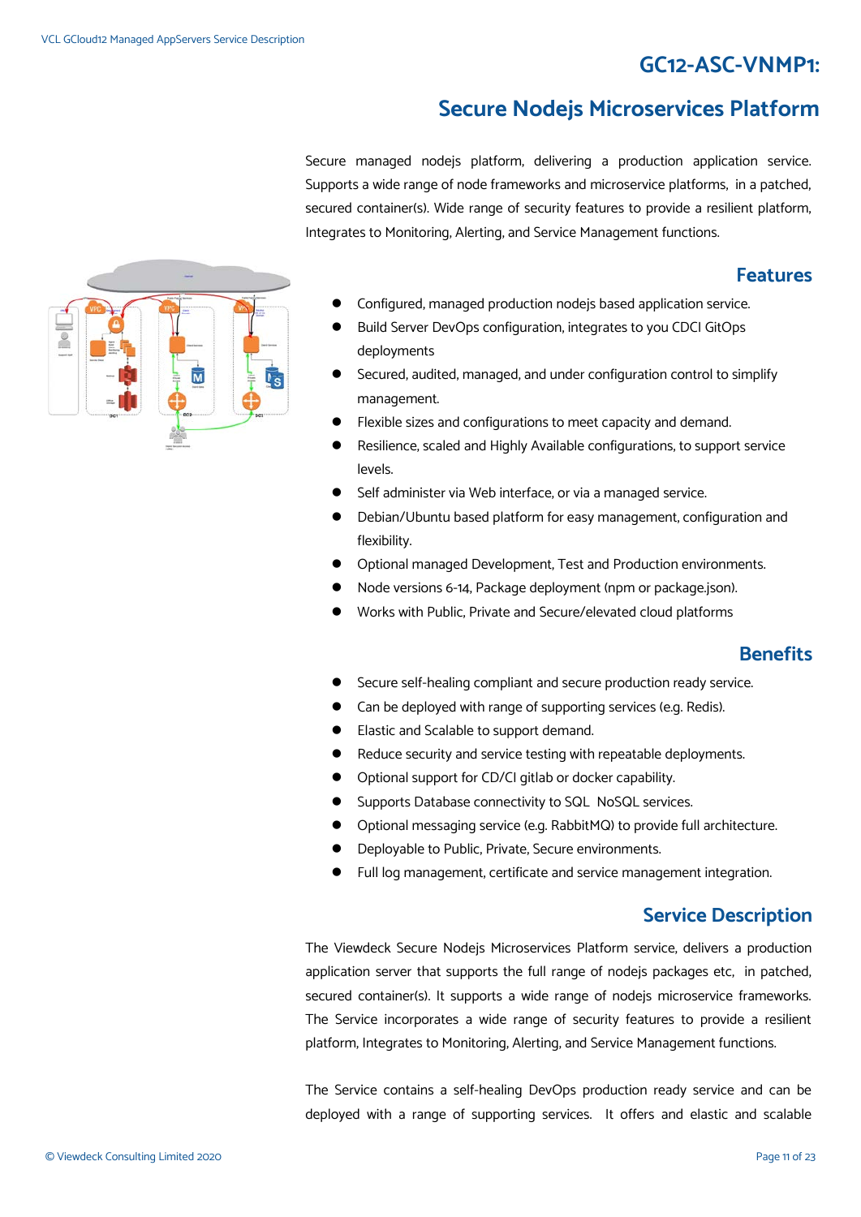# GC12-ASC-VNMP1:

# Secure Nodejs Microservices Platform

Secure managed nodejs platform, delivering a production application service. Supports a wide range of node frameworks and microservice platforms, in a patched, secured container(s). Wide range of security features to provide a resilient platform, Integrates to Monitoring, Alerting, and Service Management functions.

## Features

- Configured, managed production nodejs based application service.
- Build Server DevOps configuration, integrates to you CDCI GitOps deployments
- Secured, audited, managed, and under configuration control to simplify management.
- Flexible sizes and configurations to meet capacity and demand.
- Resilience, scaled and Highly Available configurations, to support service levels.
- Self administer via Web interface, or via a managed service.
- Debian/Ubuntu based platform for easy management, configuration and flexibility.
- Optional managed Development, Test and Production environments.
- Node versions 6-14, Package deployment (npm or package.json).
- Works with Public, Private and Secure/elevated cloud platforms

## Benefits

- Secure self-healing compliant and secure production ready service.
- Can be deployed with range of supporting services (e.g. Redis).
- Elastic and Scalable to support demand.
- Reduce security and service testing with repeatable deployments.
- Optional support for CD/CI gitlab or docker capability.
- Supports Database connectivity to SQL NoSQL services.
- Optional messaging service (e.g. RabbitMQ) to provide full architecture.
- Deployable to Public, Private, Secure environments.
- Full log management, certificate and service management integration.

## Service Description

The Viewdeck Secure Nodejs Microservices Platform service, delivers a production application server that supports the full range of nodejs packages etc, in patched, secured container(s). It supports a wide range of nodejs microservice frameworks. The Service incorporates a wide range of security features to provide a resilient platform, Integrates to Monitoring, Alerting, and Service Management functions.

The Service contains a self-healing DevOps production ready service and can be deployed with a range of supporting services. It offers and elastic and scalable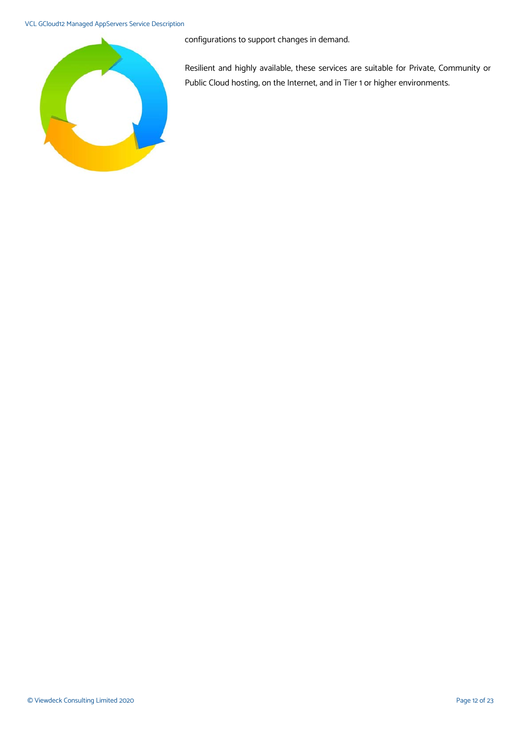configurations to support changes in demand.

Resilient and highly available, these services are suitable for Private, Community or Public Cloud hosting, on the Internet, and in Tier 1 or higher environments.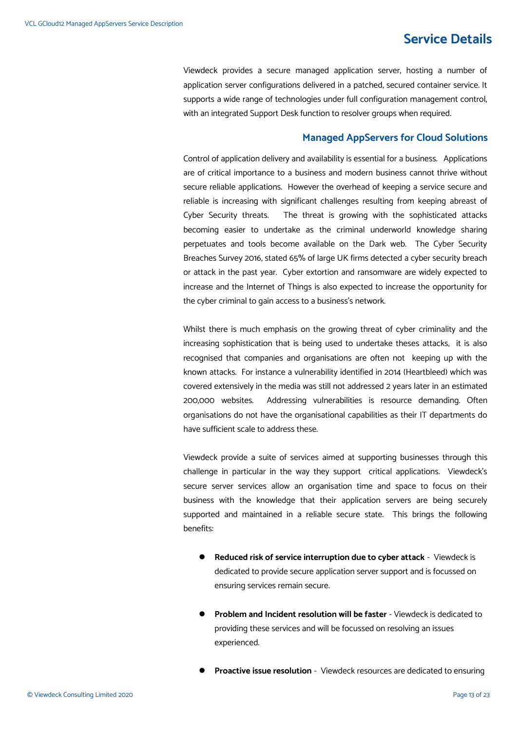# Service Details

Viewdeck provides a secure managed application server, hosting a number of application server configurations delivered in a patched, secured container service. It supports a wide range of technologies under full configuration management control, with an integrated Support Desk function to resolver groups when required.

## Managed AppServers for Cloud Solutions

Control of application delivery and availability is essential for a business. Applications are of critical importance to a business and modern business cannot thrive without secure reliable applications. However the overhead of keeping a service secure and reliable is increasing with significant challenges resulting from keeping abreast of Cyber Security threats. The threat is growing with the sophisticated attacks becoming easier to undertake as the criminal underworld knowledge sharing perpetuates and tools become available on the Dark web. The Cyber Security Breaches Survey 2016, stated 65% of large UK firms detected a cyber security breach or attack in the past year. Cyber extortion and ransomware are widely expected to increase and the Internet of Things is also expected to increase the opportunity for the cyber criminal to gain access to a business's network.

Whilst there is much emphasis on the growing threat of cyber criminality and the increasing sophistication that is being used to undertake theses attacks, it is also recognised that companies and organisations are often not keeping up with the known attacks. For instance a vulnerability identified in 2014 (Heartbleed) which was covered extensively in the media was still not addressed 2 years later in an estimated 200,000 websites. Addressing vulnerabilities is resource demanding. Often organisations do not have the organisational capabilities as their IT departments do have sufficient scale to address these.

Viewdeck provide a suite of services aimed at supporting businesses through this challenge in particular in the way they support critical applications. Viewdeck's secure server services allow an organisation time and space to focus on their business with the knowledge that their application servers are being securely supported and maintained in a reliable secure state. This brings the following benefits:

- **Reduced risk of service interruption due to cyber attack** - Viewdeck is dedicated to provide secure application server support and is focussed on ensuring services remain secure.
- **Problem and Incident resolution will be faster** - Viewdeck is dedicated to providing these services and will be focussed on resolving an issues experienced.
- **Proactive issue resolution** - Viewdeck resources are dedicated to ensuring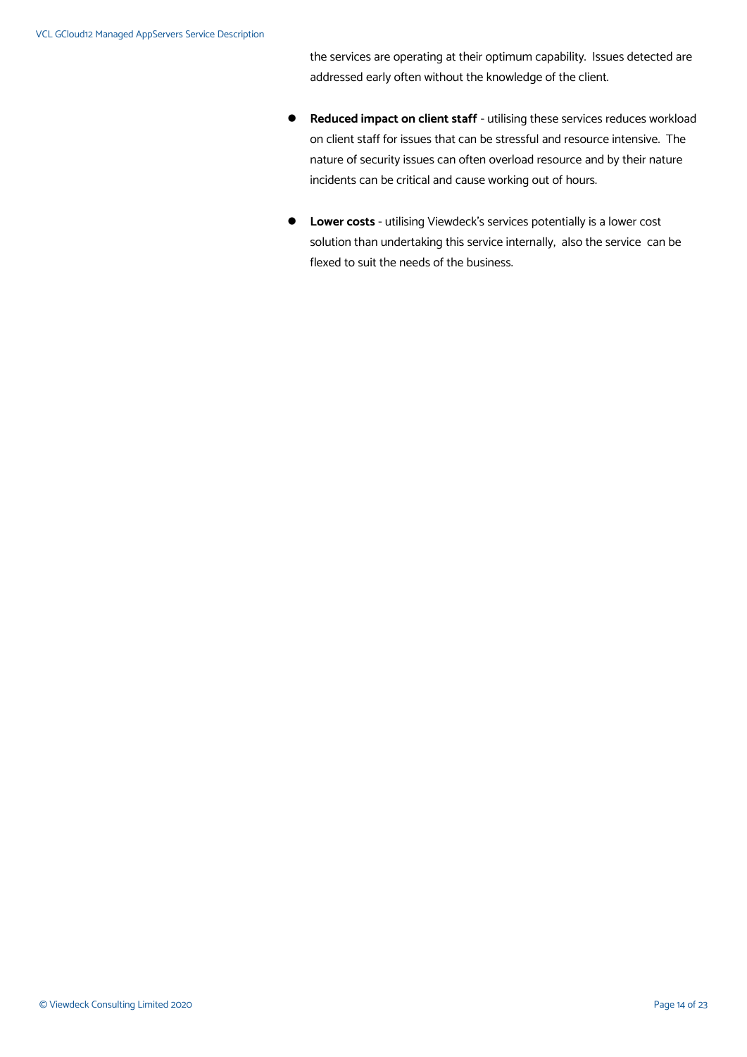the services are operating at their optimum capability. Issues detected are addressed early often without the knowledge of the client.

- **Reduced impact on client staff** - utilising these services reduces workload on client staff for issues that can be stressful and resource intensive. The nature of security issues can often overload resource and by their nature incidents can be critical and cause working out of hours.

- **Lower costs** - utilising Viewdeck's services potentially is a lower cost solution than undertaking this service internally, also the service can be flexed to suit the needs of the business.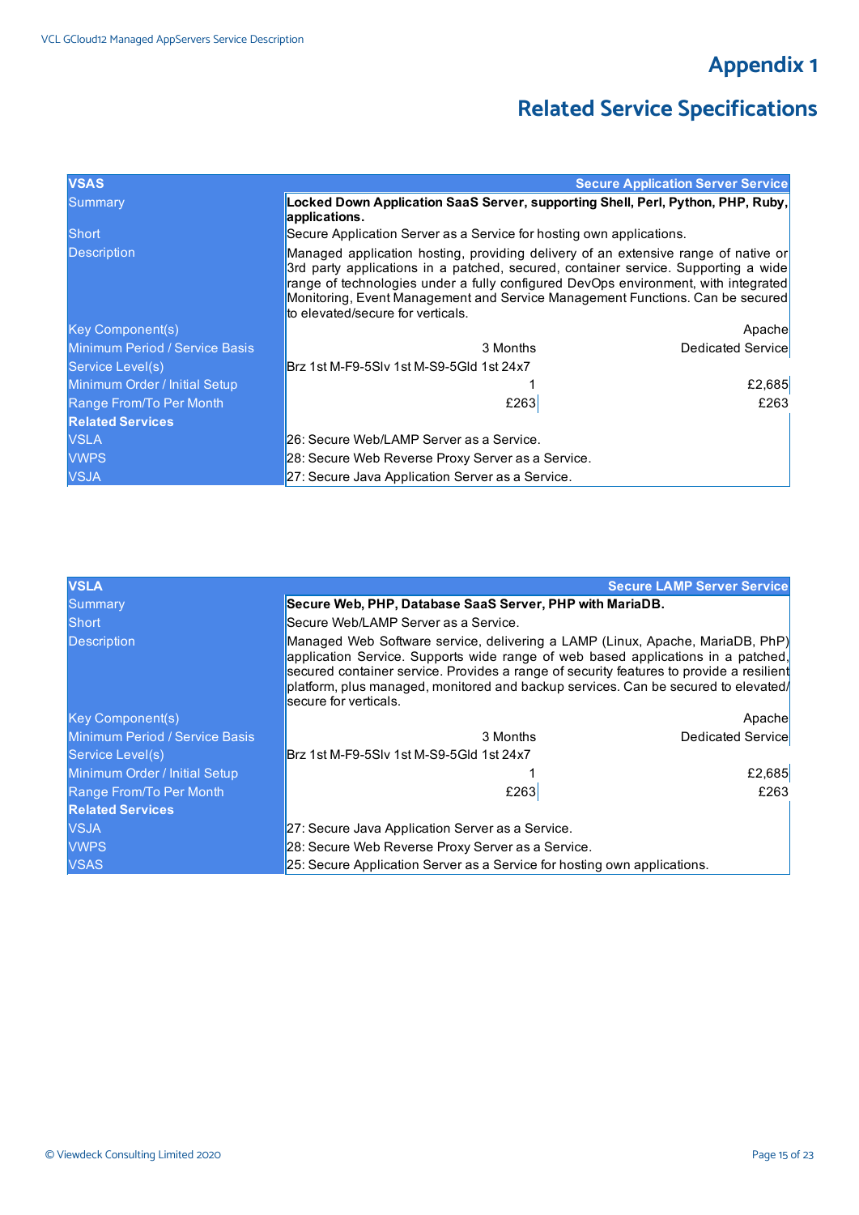# Appendix 1

# Related Service Specifications

| VSAS | | Secure Application Server Service |
|---|---|---|
| Summary | **Locked Down Application SaaS Server, supporting Shell, Perl, Python, PHP, Ruby, applications.** | |
| Short | Secure Application Server as a Service for hosting own applications. | |
| Description | Managed application hosting, providing delivery of an extensive range of native or 3rd party applications in a patched, secured, container service. Supporting a wide range of technologies under a fully configured DevOps environment, with integrated Monitoring, Event Management and Service Management Functions. Can be secured to elevated/secure for verticals. | |
| Key Component(s) | | Apache |
| Minimum Period / Service Basis | 3 Months | Dedicated Service |
| Service Level(s) | Brz 1st M-F9-5Slv 1st M-S9-5Gld 1st 24x7 | |
| Minimum Order / Initial Setup | 1 | £2,685 |
| Range From/To Per Month | £263 | £263 |
| **Related Services** | | |
| VSLA | 26: Secure Web/LAMP Server as a Service. | |
| VWPS | 28: Secure Web Reverse Proxy Server as a Service. | |
| VSJA | 27: Secure Java Application Server as a Service. | |

| VSLA | | Secure LAMP Server Service |
|---|---|---|
| Summary | **Secure Web, PHP, Database SaaS Server, PHP with MariaDB.** | |
| Short | Secure Web/LAMP Server as a Service. | |
| Description | Managed Web Software service, delivering a LAMP (Linux, Apache, MariaDB, PhP) application Service. Supports wide range of web based applications in a patched, secured container service. Provides a range of security features to provide a resilient platform, plus managed, monitored and backup services. Can be secured to elevated/ secure for verticals. | |
| Key Component(s) | | Apache |
| Minimum Period / Service Basis | 3 Months | Dedicated Service |
| Service Level(s) | Brz 1st M-F9-5Slv 1st M-S9-5Gld 1st 24x7 | |
| Minimum Order / Initial Setup | 1 | £2,685 |
| Range From/To Per Month | £263 | £263 |
| **Related Services** | | |
| VSJA | 27: Secure Java Application Server as a Service. | |
| VWPS | 28: Secure Web Reverse Proxy Server as a Service. | |
| VSAS | 25: Secure Application Server as a Service for hosting own applications. | |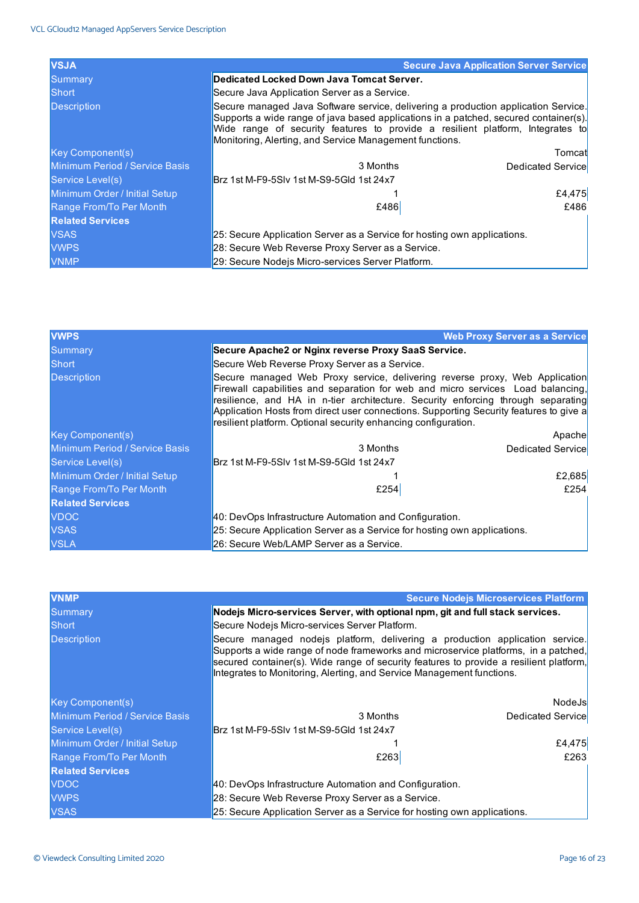| VSJA | | Secure Java Application Server Service |
|---|---|---|
| Summary | **Dedicated Locked Down Java Tomcat Server.** | |
| Short | Secure Java Application Server as a Service. | |
| Description | Secure managed Java Software service, delivering a production application Service. Supports a wide range of java based applications in a patched, secured container(s). Wide range of security features to provide a resilient platform, Integrates to Monitoring, Alerting, and Service Management functions. | |
| Key Component(s) | | Tomcat |
| Minimum Period / Service Basis | 3 Months | Dedicated Service |
| Service Level(s) | Brz 1st M-F9-5Slv 1st M-S9-5Gld 1st 24x7 | |
| Minimum Order / Initial Setup | 1 | £4,475 |
| Range From/To Per Month | £486 | £486 |
| **Related Services** | | |
| VSAS | 25: Secure Application Server as a Service for hosting own applications. | |
| VWPS | 28: Secure Web Reverse Proxy Server as a Service. | |
| VNMP | 29: Secure Nodejs Micro-services Server Platform. | |

| VWPS | | Web Proxy Server as a Service |
|---|---|---|
| Summary | **Secure Apache2 or Nginx reverse Proxy SaaS Service.** | |
| Short | Secure Web Reverse Proxy Server as a Service. | |
| Description | Secure managed Web Proxy service, delivering reverse proxy, Web Application Firewall capabilities and separation for web and micro services Load balancing, resilience, and HA in n-tier architecture. Security enforcing through separating Application Hosts from direct user connections. Supporting Security features to give a resilient platform. Optional security enhancing configuration. | |
| Key Component(s) | | Apache |
| Minimum Period / Service Basis | 3 Months | Dedicated Service |
| Service Level(s) | Brz 1st M-F9-5Slv 1st M-S9-5Gld 1st 24x7 | |
| Minimum Order / Initial Setup | 1 | £2,685 |
| Range From/To Per Month | £254 | £254 |
| **Related Services** | | |
| VDOC | 40: DevOps Infrastructure Automation and Configuration. | |
| VSAS | 25: Secure Application Server as a Service for hosting own applications. | |
| VSLA | 26: Secure Web/LAMP Server as a Service. | |

| VNMP | | Secure Nodejs Microservices Platform |
|---|---|---|
| Summary | **Nodejs Micro-services Server, with optional npm, git and full stack services.** | |
| Short | Secure Nodejs Micro-services Server Platform. | |
| Description | Secure managed nodejs platform, delivering a production application service. Supports a wide range of node frameworks and microservice platforms, in a patched, secured container(s). Wide range of security features to provide a resilient platform, Integrates to Monitoring, Alerting, and Service Management functions. | |
| Key Component(s) | | NodeJs |
| Minimum Period / Service Basis | 3 Months | Dedicated Service |
| Service Level(s) | Brz 1st M-F9-5Slv 1st M-S9-5Gld 1st 24x7 | |
| Minimum Order / Initial Setup | 1 | £4,475 |
| Range From/To Per Month | £263 | £263 |
| **Related Services** | | |
| VDOC | 40: DevOps Infrastructure Automation and Configuration. | |
| VWPS | 28: Secure Web Reverse Proxy Server as a Service. | |
| VSAS | 25: Secure Application Server as a Service for hosting own applications. | |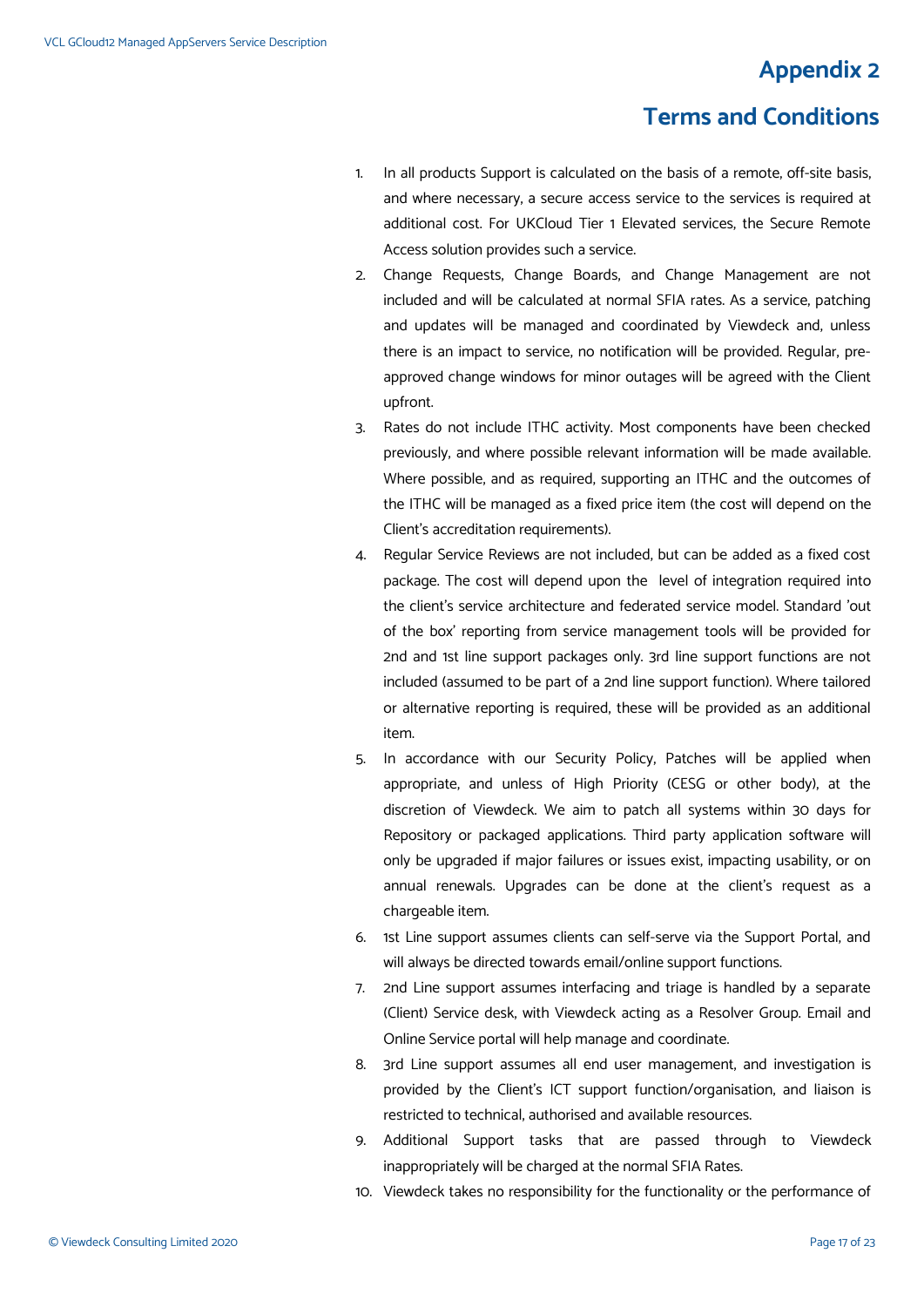# Appendix 2

## Terms and Conditions

1. In all products Support is calculated on the basis of a remote, off-site basis, and where necessary, a secure access service to the services is required at additional cost. For UKCloud Tier 1 Elevated services, the Secure Remote Access solution provides such a service.
2. Change Requests, Change Boards, and Change Management are not included and will be calculated at normal SFIA rates. As a service, patching and updates will be managed and coordinated by Viewdeck and, unless there is an impact to service, no notification will be provided. Regular, pre-approved change windows for minor outages will be agreed with the Client upfront.
3. Rates do not include ITHC activity. Most components have been checked previously, and where possible relevant information will be made available. Where possible, and as required, supporting an ITHC and the outcomes of the ITHC will be managed as a fixed price item (the cost will depend on the Client's accreditation requirements).
4. Regular Service Reviews are not included, but can be added as a fixed cost package. The cost will depend upon the level of integration required into the client's service architecture and federated service model. Standard 'out of the box' reporting from service management tools will be provided for 2nd and 1st line support packages only. 3rd line support functions are not included (assumed to be part of a 2nd line support function). Where tailored or alternative reporting is required, these will be provided as an additional item.
5. In accordance with our Security Policy, Patches will be applied when appropriate, and unless of High Priority (CESG or other body), at the discretion of Viewdeck. We aim to patch all systems within 30 days for Repository or packaged applications. Third party application software will only be upgraded if major failures or issues exist, impacting usability, or on annual renewals. Upgrades can be done at the client's request as a chargeable item.
6. 1st Line support assumes clients can self-serve via the Support Portal, and will always be directed towards email/online support functions.
7. 2nd Line support assumes interfacing and triage is handled by a separate (Client) Service desk, with Viewdeck acting as a Resolver Group. Email and Online Service portal will help manage and coordinate.
8. 3rd Line support assumes all end user management, and investigation is provided by the Client's ICT support function/organisation, and liaison is restricted to technical, authorised and available resources.
9. Additional Support tasks that are passed through to Viewdeck inappropriately will be charged at the normal SFIA Rates.
10. Viewdeck takes no responsibility for the functionality or the performance of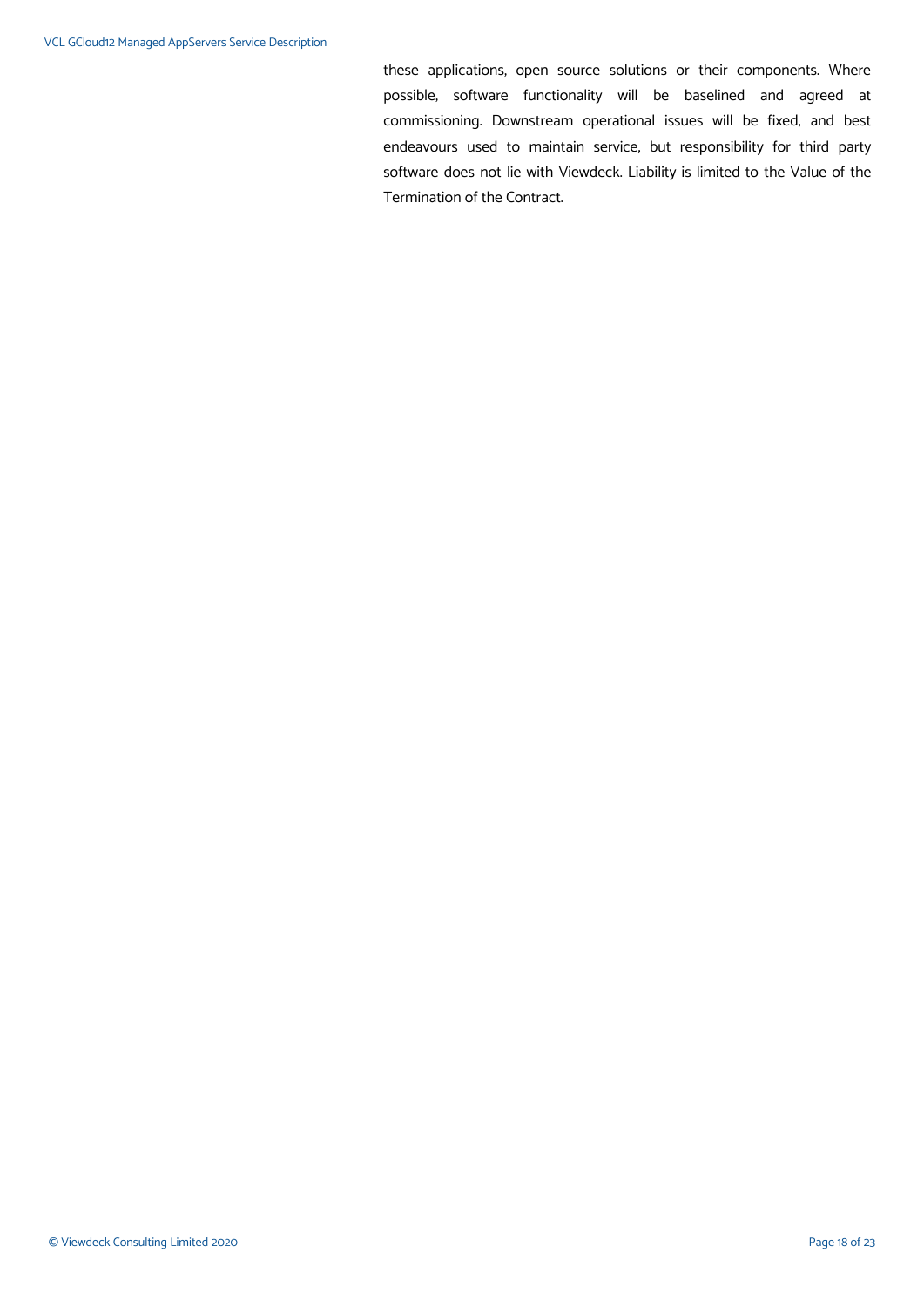these applications, open source solutions or their components. Where possible, software functionality will be baselined and agreed at commissioning. Downstream operational issues will be fixed, and best endeavours used to maintain service, but responsibility for third party software does not lie with Viewdeck. Liability is limited to the Value of the Termination of the Contract.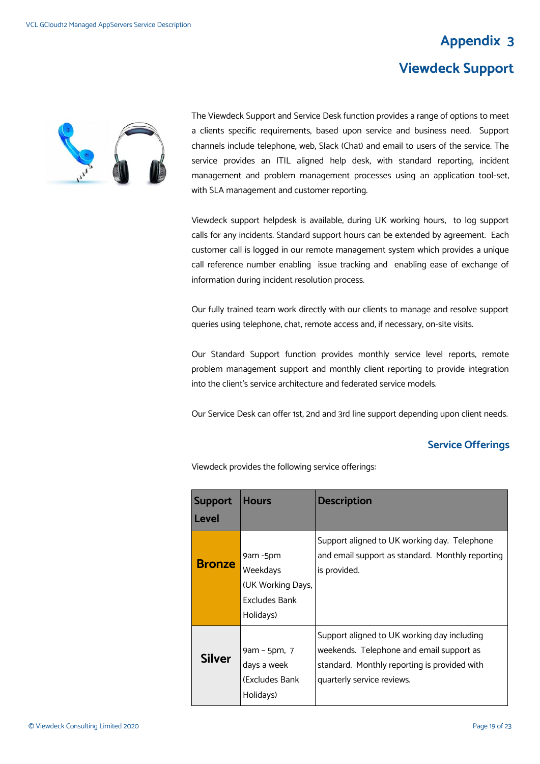# Appendix 3

## Viewdeck Support

The Viewdeck Support and Service Desk function provides a range of options to meet a clients specific requirements, based upon service and business need. Support channels include telephone, web, Slack (Chat) and email to users of the service. The service provides an ITIL aligned help desk, with standard reporting, incident management and problem management processes using an application tool-set, with SLA management and customer reporting.

Viewdeck support helpdesk is available, during UK working hours, to log support calls for any incidents. Standard support hours can be extended by agreement. Each customer call is logged in our remote management system which provides a unique call reference number enabling issue tracking and enabling ease of exchange of information during incident resolution process.

Our fully trained team work directly with our clients to manage and resolve support queries using telephone, chat, remote access and, if necessary, on-site visits.

Our Standard Support function provides monthly service level reports, remote problem management support and monthly client reporting to provide integration into the client's service architecture and federated service models.

Our Service Desk can offer 1st, 2nd and 3rd line support depending upon client needs.

### Service Offerings

Viewdeck provides the following service offerings:

| Support Level | Hours | Description |
|---|---|---|
| **Bronze** | 9am -5pm Weekdays (UK Working Days, Excludes Bank Holidays) | Support aligned to UK working day. Telephone and email support as standard. Monthly reporting is provided. |
| **Silver** | 9am – 5pm, 7 days a week (Excludes Bank Holidays) | Support aligned to UK working day including weekends. Telephone and email support as standard. Monthly reporting is provided with quarterly service reviews. |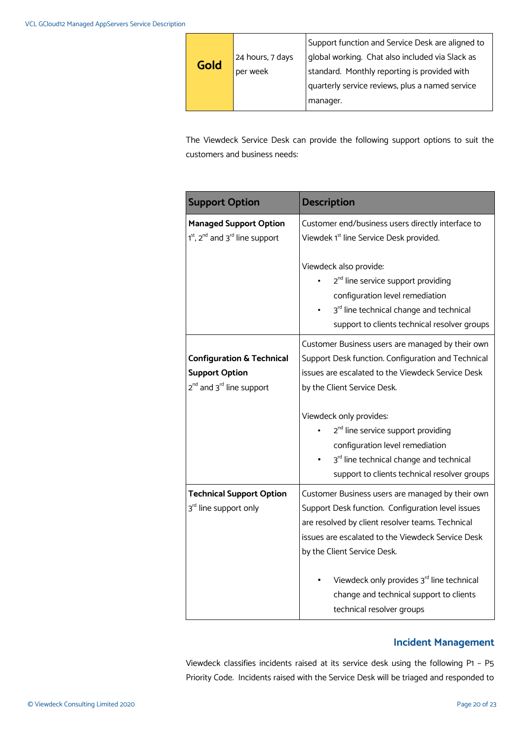| Gold | 24 hours, 7 days per week | Support function and Service Desk are aligned to global working. Chat also included via Slack as standard. Monthly reporting is provided with quarterly service reviews, plus a named service manager. |
|---|---|---|

The Viewdeck Service Desk can provide the following support options to suit the customers and business needs:

| Support Option | Description |
|---|---|
| **Managed Support Option** 1st, 2nd and 3rd line support | Customer end/business users directly interface to Viewdek 1st line Service Desk provided. <br><br> Viewdeck also provide: <br> • 2nd line service support providing configuration level remediation <br> • 3rd line technical change and technical support to clients technical resolver groups |
| **Configuration & Technical Support Option** 2nd and 3rd line support | Customer Business users are managed by their own Support Desk function. Configuration and Technical issues are escalated to the Viewdeck Service Desk by the Client Service Desk. <br><br> Viewdeck only provides: <br> • 2nd line service support providing configuration level remediation <br> • 3rd line technical change and technical support to clients technical resolver groups |
| **Technical Support Option** 3rd line support only | Customer Business users are managed by their own Support Desk function. Configuration level issues are resolved by client resolver teams. Technical issues are escalated to the Viewdeck Service Desk by the Client Service Desk. <br><br> • Viewdeck only provides 3rd line technical change and technical support to clients technical resolver groups |

## Incident Management

Viewdeck classifies incidents raised at its service desk using the following P1 – P5 Priority Code. Incidents raised with the Service Desk will be triaged and responded to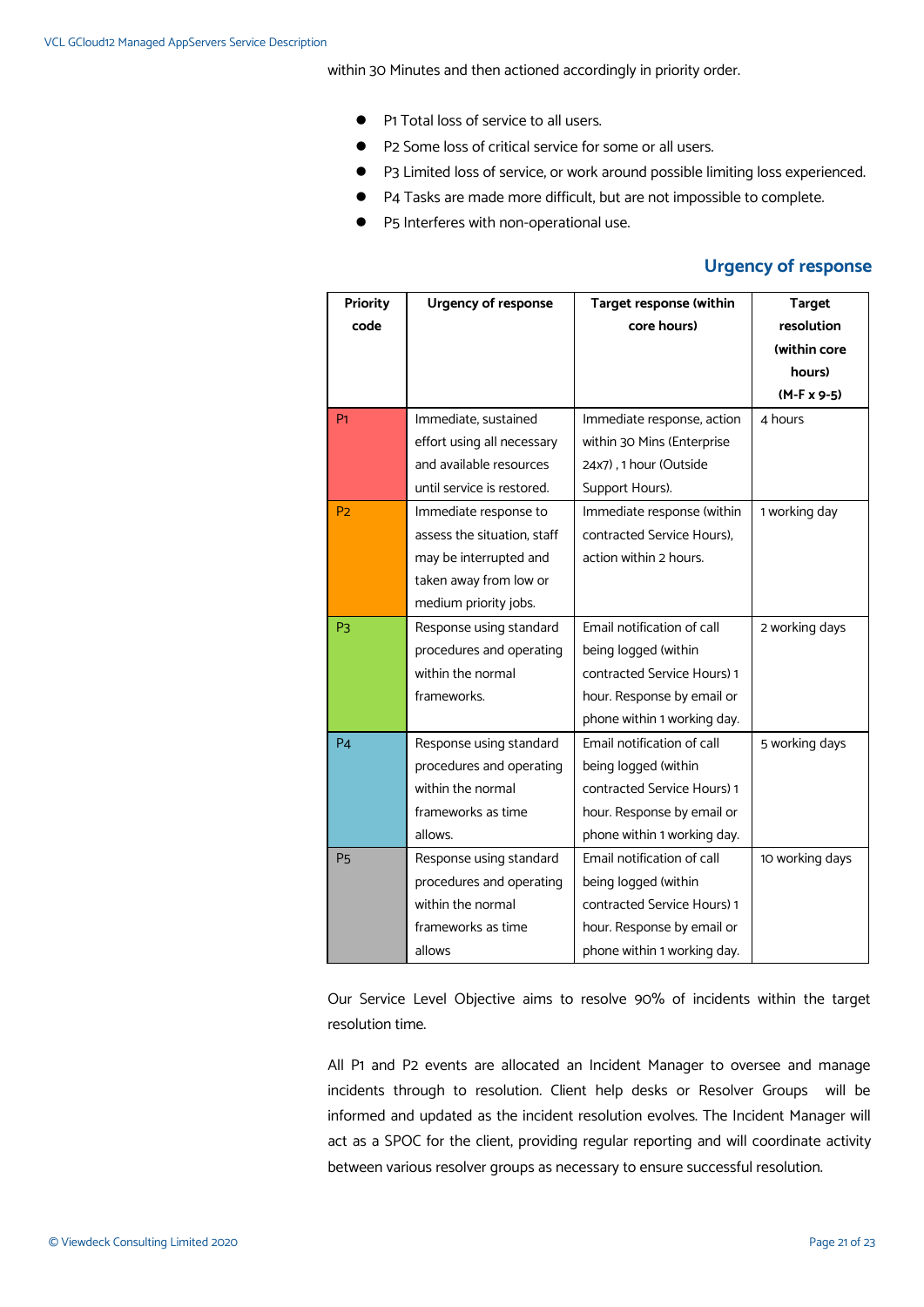within 30 Minutes and then actioned accordingly in priority order.

- P1 Total loss of service to all users.
- P2 Some loss of critical service for some or all users.
- P3 Limited loss of service, or work around possible limiting loss experienced.
- P4 Tasks are made more difficult, but are not impossible to complete.
- P5 Interferes with non-operational use.

## Urgency of response

| Priority code | Urgency of response | Target response (within core hours) | Target resolution (within core hours) (M-F x 9-5) |
|---|---|---|---|
| P1 | Immediate, sustained effort using all necessary and available resources until service is restored. | Immediate response, action within 30 Mins (Enterprise 24x7) , 1 hour (Outside Support Hours). | 4 hours |
| P2 | Immediate response to assess the situation, staff may be interrupted and taken away from low or medium priority jobs. | Immediate response (within contracted Service Hours), action within 2 hours. | 1 working day |
| P3 | Response using standard procedures and operating within the normal frameworks. | Email notification of call being logged (within contracted Service Hours) 1 hour. Response by email or phone within 1 working day. | 2 working days |
| P4 | Response using standard procedures and operating within the normal frameworks as time allows. | Email notification of call being logged (within contracted Service Hours) 1 hour. Response by email or phone within 1 working day. | 5 working days |
| P5 | Response using standard procedures and operating within the normal frameworks as time allows | Email notification of call being logged (within contracted Service Hours) 1 hour. Response by email or phone within 1 working day. | 10 working days |

Our Service Level Objective aims to resolve 90% of incidents within the target resolution time.

All P1 and P2 events are allocated an Incident Manager to oversee and manage incidents through to resolution. Client help desks or Resolver Groups will be informed and updated as the incident resolution evolves. The Incident Manager will act as a SPOC for the client, providing regular reporting and will coordinate activity between various resolver groups as necessary to ensure successful resolution.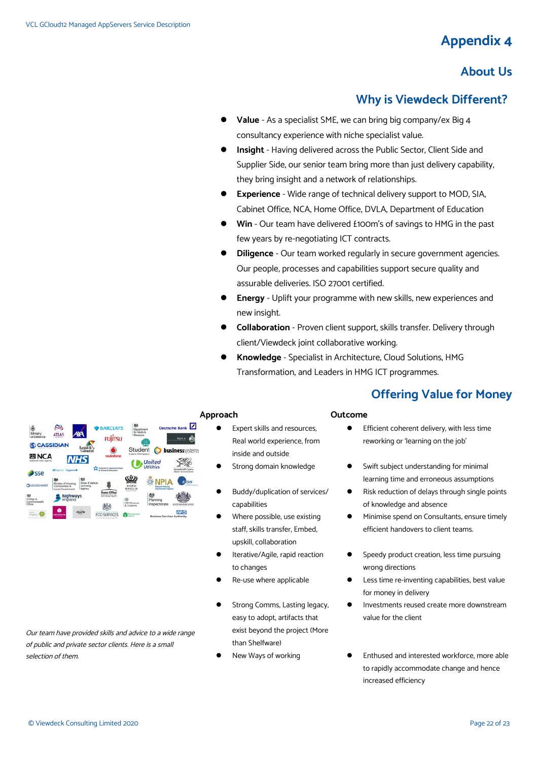# Appendix 4

## About Us

### Why is Viewdeck Different?

- **Value** - As a specialist SME, we can bring big company/ex Big 4 consultancy experience with niche specialist value.
- **Insight** - Having delivered across the Public Sector, Client Side and Supplier Side, our senior team bring more than just delivery capability, they bring insight and a network of relationships.
- **Experience** - Wide range of technical delivery support to MOD, SIA, Cabinet Office, NCA, Home Office, DVLA, Department of Education
- **Win** - Our team have delivered £100m's of savings to HMG in the past few years by re-negotiating ICT contracts.
- **Diligence** - Our team worked regularly in secure government agencies. Our people, processes and capabilities support secure quality and assurable deliveries. ISO 27001 certified.
- **Energy** - Uplift your programme with new skills, new experiences and new insight.
- **Collaboration** - Proven client support, skills transfer. Delivery through client/Viewdeck joint collaborative working.
- **Knowledge** - Specialist in Architecture, Cloud Solutions, HMG Transformation, and Leaders in HMG ICT programmes.

### Offering Value for Money

| Approach | Outcome |
| --- | --- |
| Expert skills and resources, Real world experience, from inside and outside | Efficient coherent delivery, with less time reworking or 'learning on the job' |
| Strong domain knowledge | Swift subject understanding for minimal learning time and erroneous assumptions |
| Buddy/duplication of services/ capabilities | Risk reduction of delays through single points of knowledge and absence |
| Where possible, use existing staff, skills transfer, Embed, upskill, collaboration | Minimise spend on Consultants, ensure timely efficient handovers to client teams. |
| Iterative/Agile, rapid reaction to changes | Speedy product creation, less time pursuing wrong directions |
| Re-use where applicable | Less time re-inventing capabilities, best value for money in delivery |
| Strong Comms, Lasting legacy, easy to adopt, artifacts that exist beyond the project (More than Shelfware) | Investments reused create more downstream value for the client |
| New Ways of working | Enthused and interested workforce, more able to rapidly accommodate change and hence increased efficiency |

*Our team have provided skills and advice to a wide range of public and private sector clients. Here is a small selection of them.*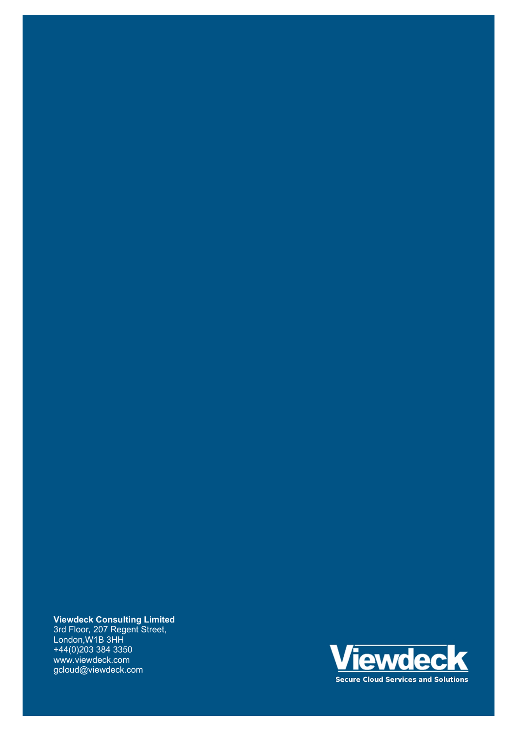**Viewdeck Consulting Limited**
3rd Floor, 207 Regent Street,
London,W1B 3HH
+44(0)203 384 3350
www.viewdeck.com
gcloud@viewdeck.com

Viewdeck
Secure Cloud Services and Solutions